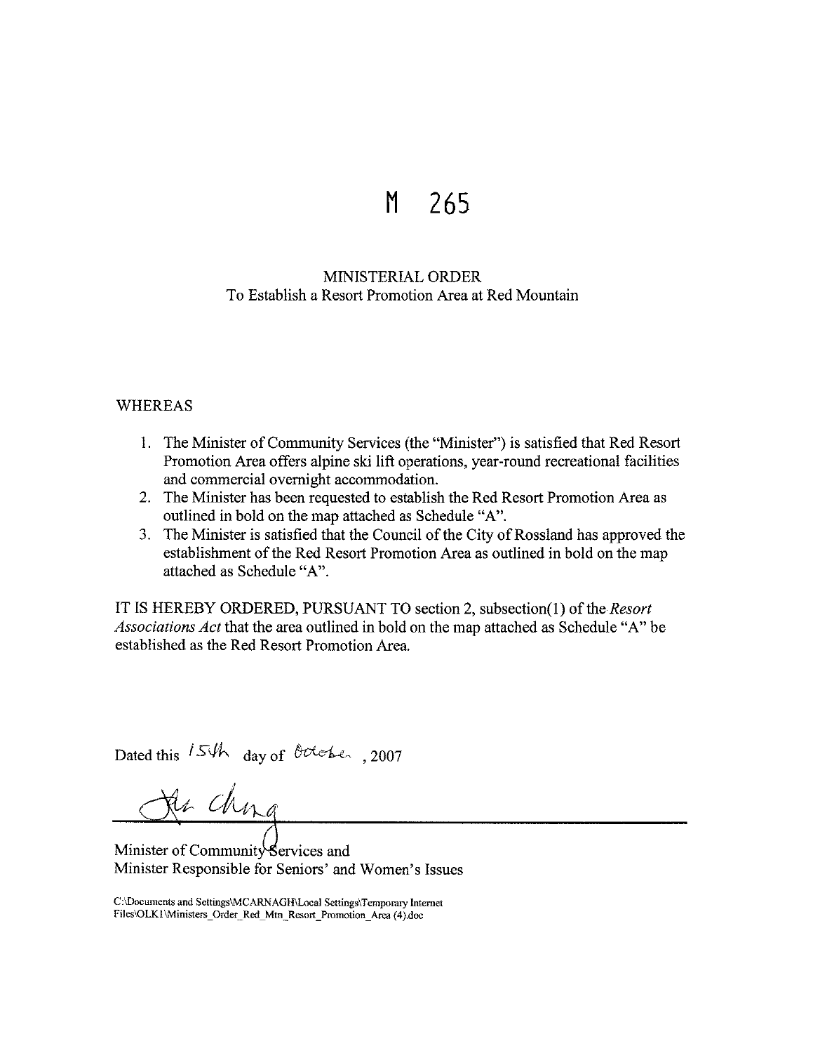# M 265

## MINISTERIAL ORDER
To Establish a Resort Promotion Area at Red Mountain

WHEREAS

1. The Minister of Community Services (the "Minister") is satisfied that Red Resort Promotion Area offers alpine ski lift operations, year-round recreational facilities and commercial overnight accommodation.
2. The Minister has been requested to establish the Red Resort Promotion Area as outlined in bold on the map attached as Schedule "A".
3. The Minister is satisfied that the Council of the City of Rossland has approved the establishment of the Red Resort Promotion Area as outlined in bold on the map attached as Schedule "A".

IT IS HEREBY ORDERED, PURSUANT TO section 2, subsection(1) of the *Resort Associations Act* that the area outlined in bold on the map attached as Schedule "A" be established as the Red Resort Promotion Area.

Dated this 15th day of October, 2007

Ida Chong

Minister of Community Services and
Minister Responsible for Seniors' and Women's Issues

C:\Documents and Settings\MCARNAGH\Local Settings\Temporary Internet Files\OLK1\Ministers_Order_Red_Mtn_Resort_Promotion_Area (4).doc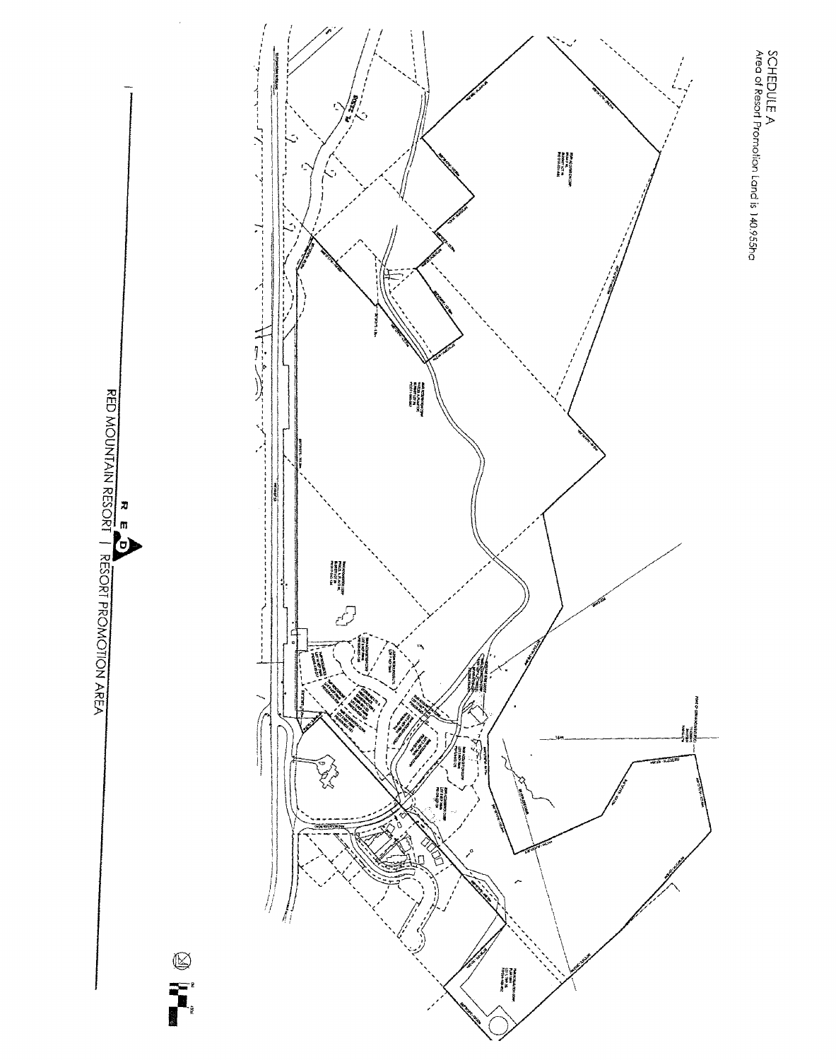# SCHEDULE A

Area of Resort Promotion Land is 140.955ha

RED MOUNTAIN RESORT | RESORT PROMOTION AREA